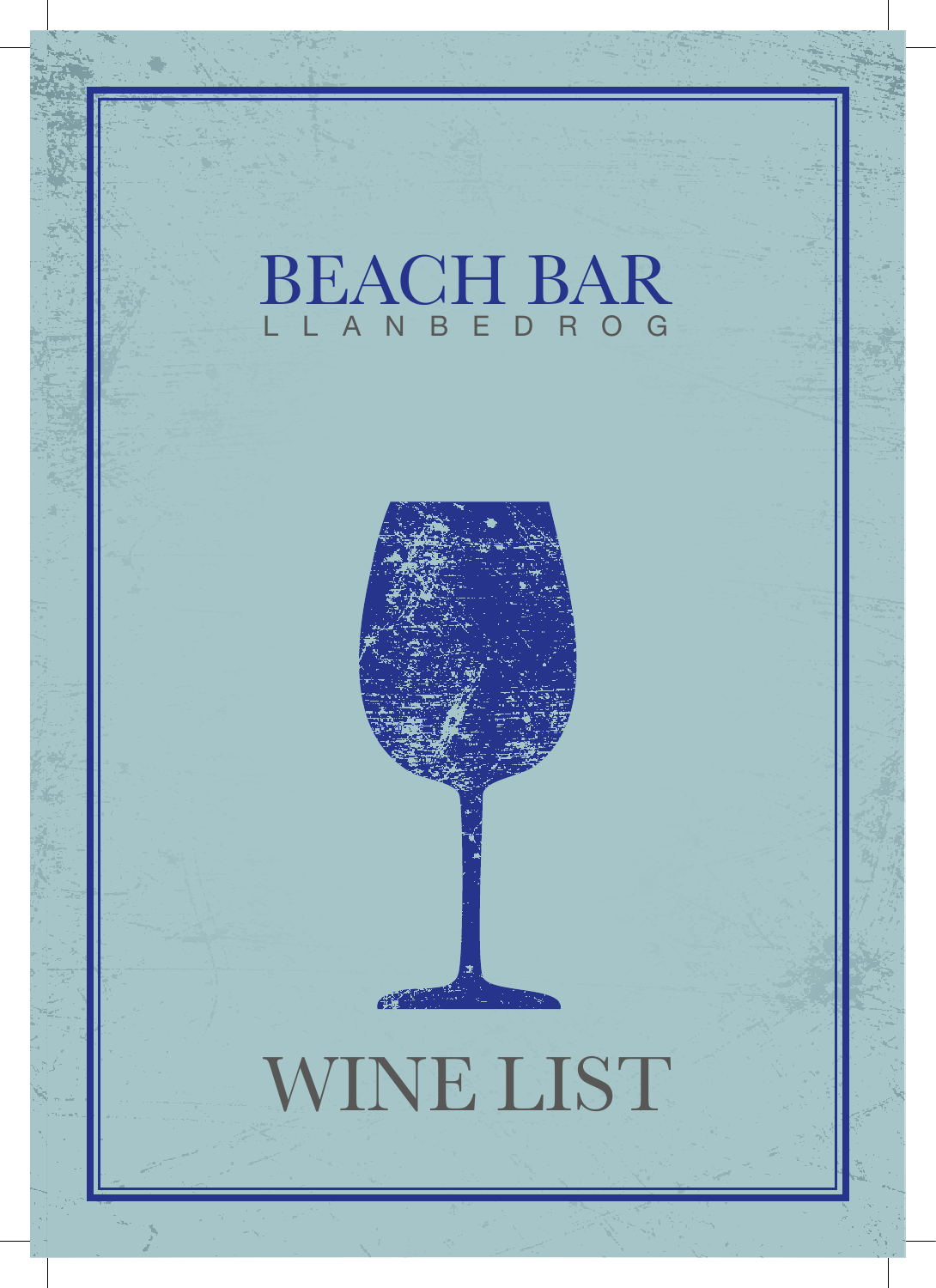# BEACH BAR

LLANBEDROG

# WINE LIST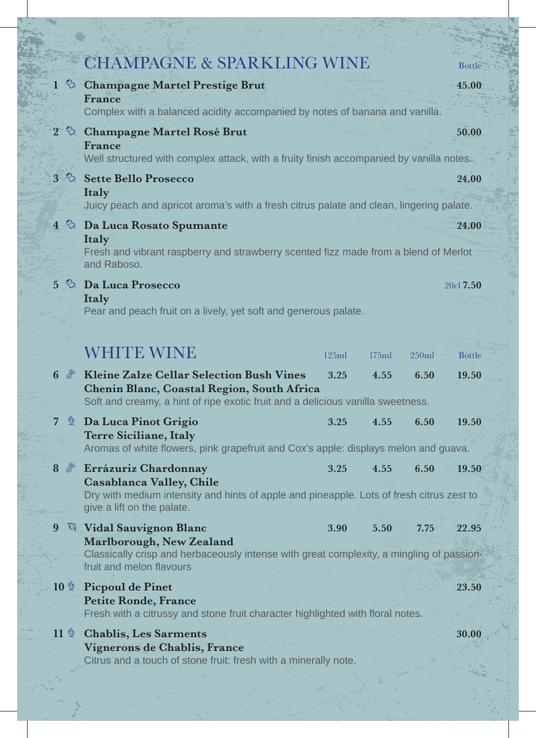## CHAMPAGNE & SPARKLING WINE

| | | Bottle |
|---|---|---|
| 1 | **Champagne Martel Prestige Brut**<br>**France**<br>Complex with a balanced acidity accompanied by notes of banana and vanilla. | 45.00 |
| 2 | **Champagne Martel Rosé Brut**<br>**France**<br>Well structured with complex attack, with a fruity finish accompanied by vanilla notes. | 50.00 |
| 3 | **Sette Bello Prosecco**<br>**Italy**<br>Juicy peach and apricot aroma's with a fresh citrus palate and clean, lingering palate. | 24.00 |
| 4 | **Da Luca Rosato Spumante**<br>**Italy**<br>Fresh and vibrant raspberry and strawberry scented fizz made from a blend of Merlot and Raboso. | 24.00 |
| 5 | **Da Luca Prosecco**<br>**Italy**<br>Pear and peach fruit on a lively, yet soft and generous palate. | 20cl 7.50 |

## WHITE WINE

| | | 125ml | 175ml | 250ml | Bottle |
|---|---|---|---|---|---|
| 6 | **Kleine Zalze Cellar Selection Bush Vines Chenin Blanc, Coastal Region, South Africa**<br>Soft and creamy, a hint of ripe exotic fruit and a delicious vanilla sweetness. | 3.25 | 4.55 | 6.50 | 19.50 |
| 7 | **Da Luca Pinot Grigio**<br>**Terre Siciliane, Italy**<br>Aromas of white flowers, pink grapefruit and Cox's apple: displays melon and guava. | 3.25 | 4.55 | 6.50 | 19.50 |
| 8 | **Errázuriz Chardonnay**<br>**Casablanca Valley, Chile**<br>Dry with medium intensity and hints of apple and pineapple. Lots of fresh citrus zest to give a lift on the palate. | 3.25 | 4.55 | 6.50 | 19.50 |
| 9 | **Vidal Sauvignon Blanc**<br>**Marlborough, New Zealand**<br>Classically crisp and herbaceously intense with great complexity, a mingling of passion-fruit and melon flavours | 3.90 | 5.50 | 7.75 | 22.95 |
| 10 | **Picpoul de Pinet**<br>**Petite Ronde, France**<br>Fresh with a citrussy and stone fruit character highlighted with floral notes. | | | | 23.50 |
| 11 | **Chablis, Les Sarments**<br>**Vignerons de Chablis, France**<br>Citrus and a touch of stone fruit: fresh with a minerally note. | | | | 30.00 |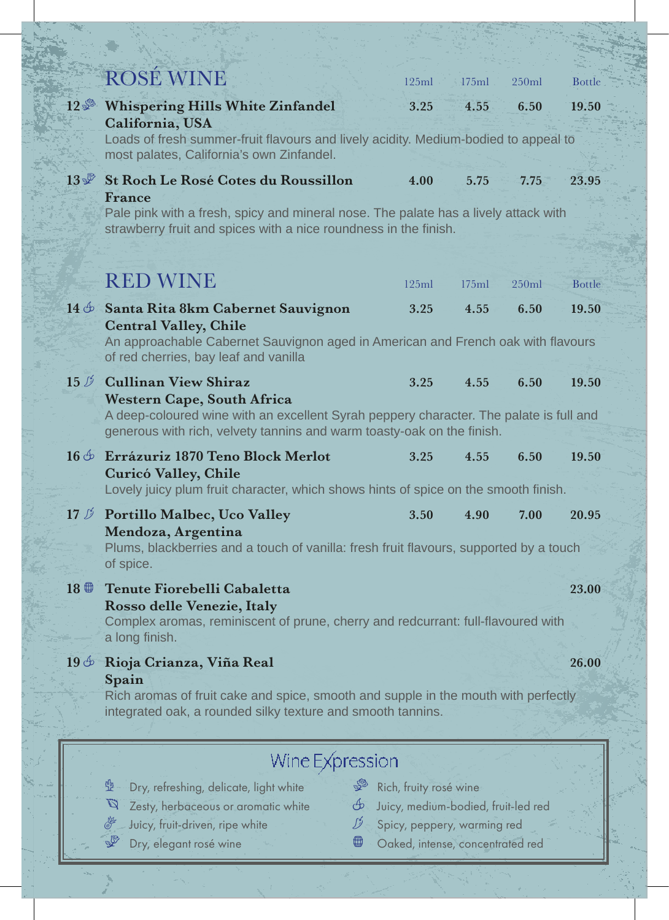## ROSÉ WINE

| | | 125ml | 175ml | 250ml | Bottle |
|---|---|---|---|---|---|
| 12 | **Whispering Hills White Zinfandel**<br>**California, USA**<br>Loads of fresh summer-fruit flavours and lively acidity. Medium-bodied to appeal to most palates, California's own Zinfandel. | 3.25 | 4.55 | 6.50 | 19.50 |
| 13 | **St Roch Le Rosé Cotes du Roussillon**<br>**France**<br>Pale pink with a fresh, spicy and mineral nose. The palate has a lively attack with strawberry fruit and spices with a nice roundness in the finish. | 4.00 | 5.75 | 7.75 | 23.95 |

## RED WINE

| | | 125ml | 175ml | 250ml | Bottle |
|---|---|---|---|---|---|
| 14 | **Santa Rita 8km Cabernet Sauvignon**<br>**Central Valley, Chile**<br>An approachable Cabernet Sauvignon aged in American and French oak with flavours of red cherries, bay leaf and vanilla | 3.25 | 4.55 | 6.50 | 19.50 |
| 15 | **Cullinan View Shiraz**<br>**Western Cape, South Africa**<br>A deep-coloured wine with an excellent Syrah peppery character. The palate is full and generous with rich, velvety tannins and warm toasty-oak on the finish. | 3.25 | 4.55 | 6.50 | 19.50 |
| 16 | **Errázuriz 1870 Teno Block Merlot**<br>**Curicó Valley, Chile**<br>Lovely juicy plum fruit character, which shows hints of spice on the smooth finish. | 3.25 | 4.55 | 6.50 | 19.50 |
| 17 | **Portillo Malbec, Uco Valley**<br>**Mendoza, Argentina**<br>Plums, blackberries and a touch of vanilla: fresh fruit flavours, supported by a touch of spice. | 3.50 | 4.90 | 7.00 | 20.95 |
| 18 | **Tenute Fiorebelli Cabaletta**<br>**Rosso delle Venezie, Italy**<br>Complex aromas, reminiscent of prune, cherry and redcurrant: full-flavoured with a long finish. | | | | 23.00 |
| 19 | **Rioja Crianza, Viña Real**<br>**Spain**<br>Rich aromas of fruit cake and spice, smooth and supple in the mouth with perfectly integrated oak, a rounded silky texture and smooth tannins. | | | | 26.00 |

### Wine Expression

- Dry, refreshing, delicate, light white
- Zesty, herbaceous or aromatic white
- Juicy, fruit-driven, ripe white
- Dry, elegant rosé wine
- Rich, fruity rosé wine
- Juicy, medium-bodied, fruit-led red
- Spicy, peppery, warming red
- Oaked, intense, concentrated red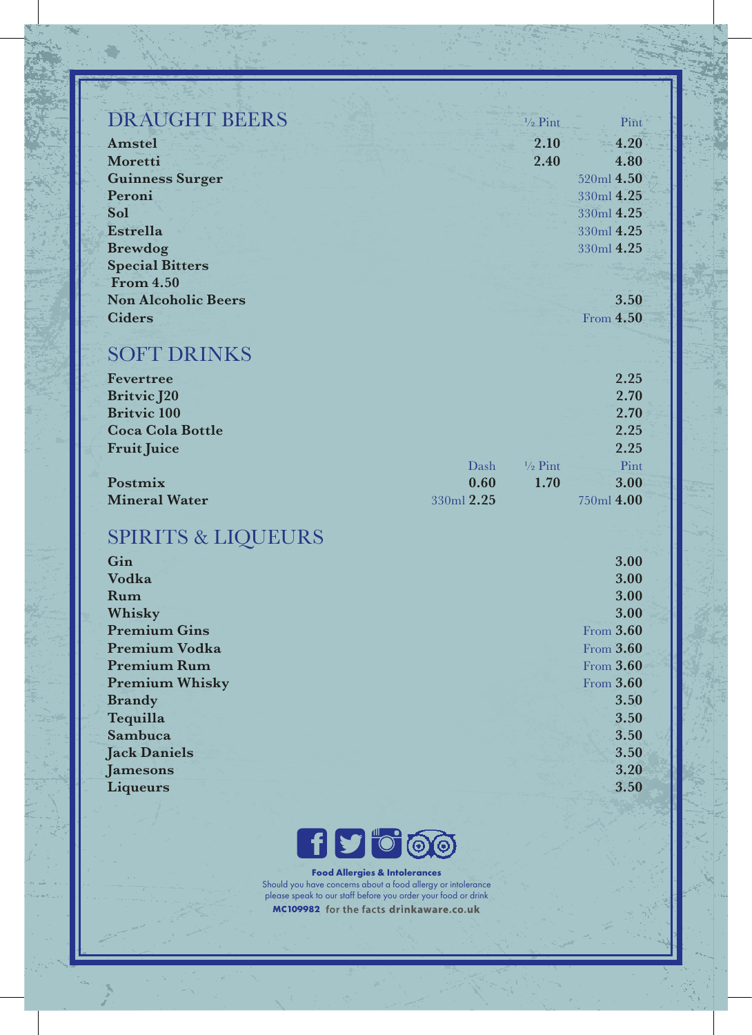## DRAUGHT BEERS

| | ½ Pint | Pint |
|---|---|---|
| **Amstel** | **2.10** | **4.20** |
| **Moretti** | **2.40** | **4.80** |
| **Guinness Surger** | | 520ml **4.50** |
| **Peroni** | | 330ml **4.25** |
| **Sol** | | 330ml **4.25** |
| **Estrella** | | 330ml **4.25** |
| **Brewdog** | | 330ml **4.25** |
| **Special Bitters** From 4.50 | | |
| **Non Alcoholic Beers** | | **3.50** |
| **Ciders** | | From **4.50** |

## SOFT DRINKS

| | Dash | ½ Pint | Pint |
|---|---|---|---|
| **Fevertree** | | | **2.25** |
| **Britvic J20** | | | **2.70** |
| **Britvic 100** | | | **2.70** |
| **Coca Cola Bottle** | | | **2.25** |
| **Fruit Juice** | | | **2.25** |
| **Postmix** | **0.60** | **1.70** | **3.00** |
| **Mineral Water** | 330ml **2.25** | | 750ml **4.00** |

## SPIRITS & LIQUEURS

| | |
|---|---|
| **Gin** | **3.00** |
| **Vodka** | **3.00** |
| **Rum** | **3.00** |
| **Whisky** | **3.00** |
| **Premium Gins** | From **3.60** |
| **Premium Vodka** | From **3.60** |
| **Premium Rum** | From **3.60** |
| **Premium Whisky** | From **3.60** |
| **Brandy** | **3.50** |
| **Tequilla** | **3.50** |
| **Sambuca** | **3.50** |
| **Jack Daniels** | **3.50** |
| **Jamesons** | **3.20** |
| **Liqueurs** | **3.50** |

**Food Allergies & Intolerances**

Should you have concerns about a food allergy or intolerance please speak to our staff before you order your food or drink

**MC109982** for the facts **drinkaware.co.uk**